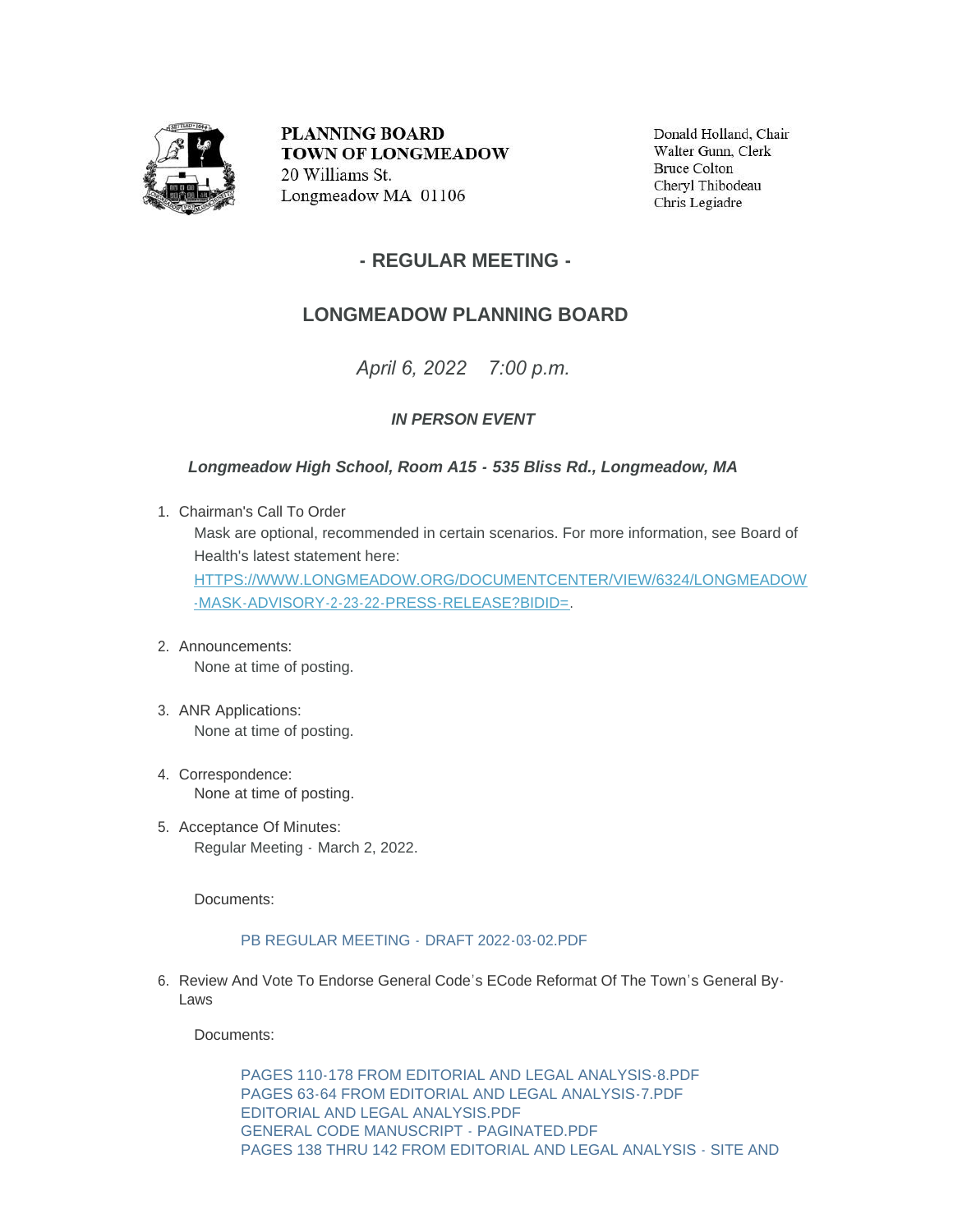**PLANNING BOARD**
**TOWN OF LONGMEADOW**
20 Williams St.
Longmeadow MA 01106

Donald Holland, Chair
Walter Gunn, Clerk
Bruce Colton
Cheryl Thibodeau
Chris Legiadre

## - REGULAR MEETING -

## LONGMEADOW PLANNING BOARD

*April 6, 2022 7:00 p.m.*

***IN PERSON EVENT***

***Longmeadow High School, Room A15 - 535 Bliss Rd., Longmeadow, MA***

1. Chairman's Call To Order

   Mask are optional, recommended in certain scenarios. For more information, see Board of Health's latest statement here: HTTPS://WWW.LONGMEADOW.ORG/DOCUMENTCENTER/VIEW/6324/LONGMEADOW-MASK-ADVISORY-2-23-22-PRESS-RELEASE?BIDID=.

2. Announcements:

   None at time of posting.

3. ANR Applications:

   None at time of posting.

4. Correspondence:

   None at time of posting.

5. Acceptance Of Minutes:

   Regular Meeting - March 2, 2022.

   Documents:

   PB REGULAR MEETING - DRAFT 2022-03-02.PDF

6. Review And Vote To Endorse General Code's ECode Reformat Of The Town's General By-Laws

   Documents:

   PAGES 110-178 FROM EDITORIAL AND LEGAL ANALYSIS-8.PDF
   PAGES 63-64 FROM EDITORIAL AND LEGAL ANALYSIS-7.PDF
   EDITORIAL AND LEGAL ANALYSIS.PDF
   GENERAL CODE MANUSCRIPT - PAGINATED.PDF
   PAGES 138 THRU 142 FROM EDITORIAL AND LEGAL ANALYSIS - SITE AND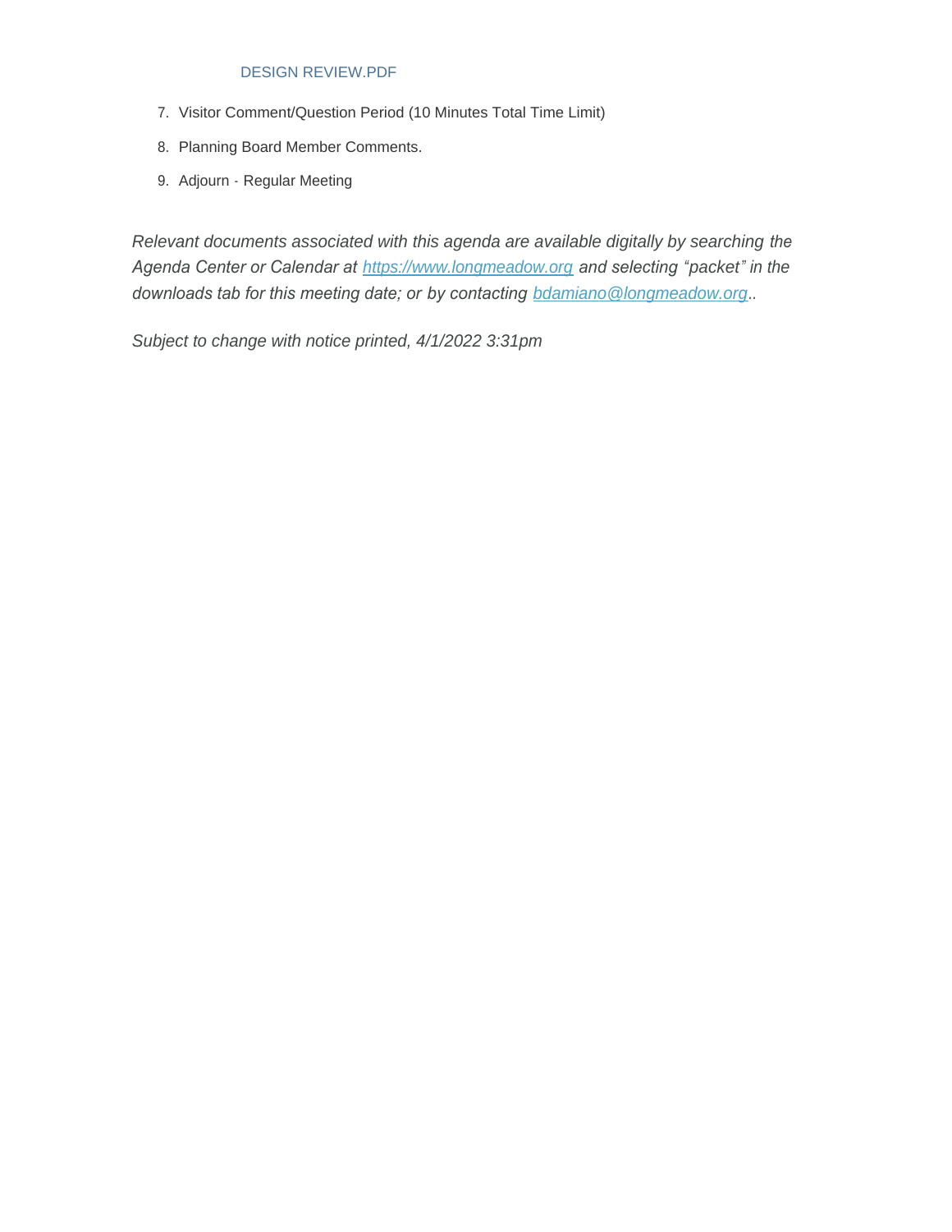DESIGN REVIEW.PDF

7. Visitor Comment/Question Period (10 Minutes Total Time Limit)

8. Planning Board Member Comments.

9. Adjourn - Regular Meeting

*Relevant documents associated with this agenda are available digitally by searching the Agenda Center or Calendar at [https://www.longmeadow.org](https://www.longmeadow.org) and selecting "packet" in the downloads tab for this meeting date; or by contacting [bdamiano@longmeadow.org](mailto:bdamiano@longmeadow.org)..*

*Subject to change with notice printed, 4/1/2022 3:31pm*